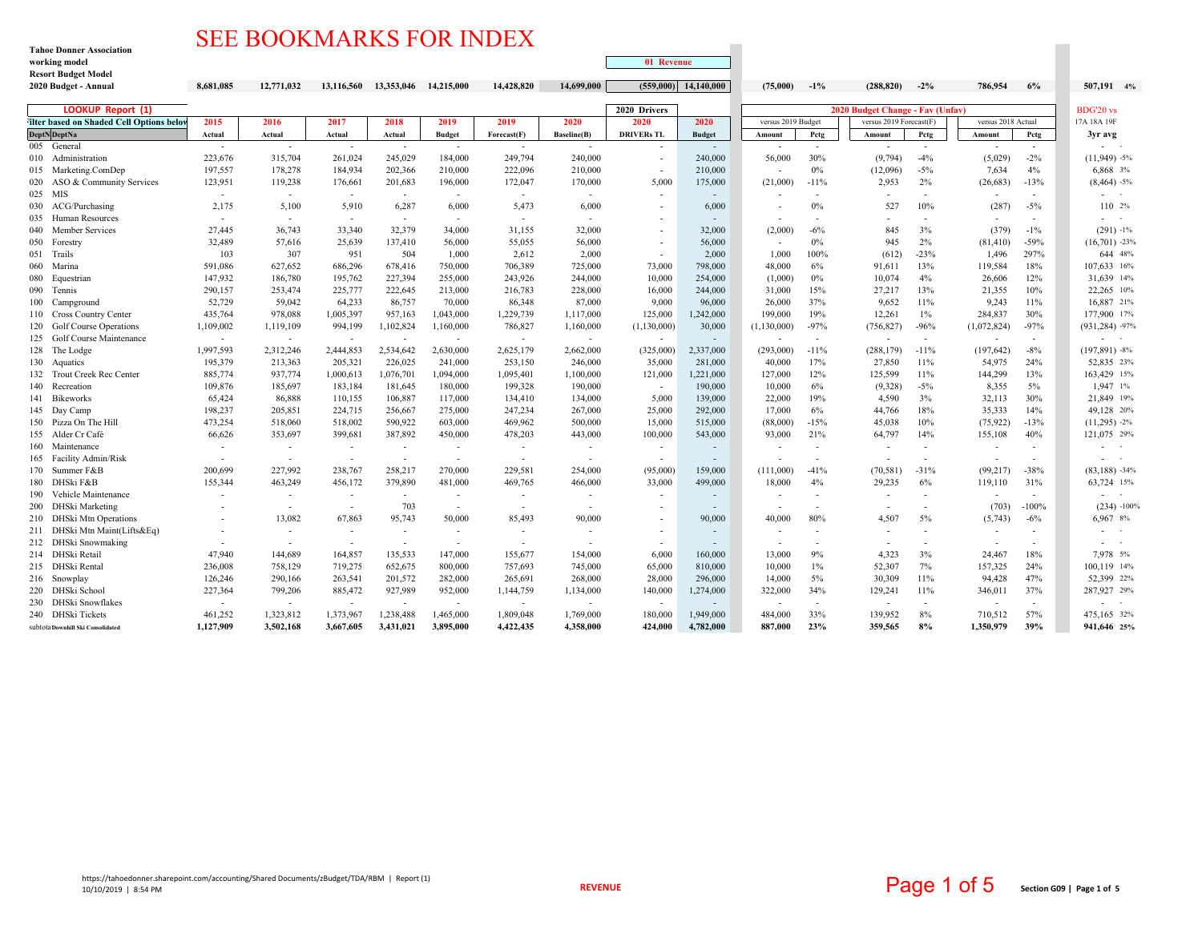**Tahoe Donner Association**
**working model**
**Resort Budget Model**

# SEE BOOKMARKS FOR INDEX

**01 Revenue**

| 2020 Budget - Annual | 8,681,085 | 12,771,032 | 13,116,560 | 13,353,046 | 14,215,000 | 14,428,820 | 14,699,000 | (559,000) | 14,140,000 | (75,000) | -1% | (288,820) | -2% | 786,954 | 6% | 507,191 4% |
|---|---|---|---|---|---|---|---|---|---|---|---|---|---|---|---|---|
| **LOOKUP Report (1)** | | | | | | | | **2020 Drivers** | | **2020 Budget Change - Fav (Unfav)** | | | | | | **BDG'20 vs** |
| **Filter based on Shaded Cell Options below** | **2015** | **2016** | **2017** | **2018** | **2019** | **2019** | **2020** | **2020** | **2020** | versus 2019 Budget | | versus 2019 Forecast(F) | | versus 2018 Actual | | 17A 18A 19F |
| **DeptN DeptNa** | **Actual** | **Actual** | **Actual** | **Actual** | **Budget** | **Forecast(F)** | **Baseline(B)** | **DRIVERs TL** | **Budget** | **Amount** | **Pctg** | **Amount** | **Pctg** | **Amount** | **Pctg** | **3yr avg** |
| 005 General | - | - | - | - | - | - | - | - | - | - | - | - | - | - | - | - - |
| 010 Administration | 223,676 | 315,704 | 261,024 | 245,029 | 184,000 | 249,794 | 240,000 | - | 240,000 | 56,000 | 30% | (9,794) | -4% | (5,029) | -2% | (11,949) -5% |
| 015 Marketing.ComDep | 197,557 | 178,278 | 184,934 | 202,366 | 210,000 | 222,096 | 210,000 | - | 210,000 | - | 0% | (12,096) | -5% | 7,634 | 4% | 6,868 3% |
| 020 ASO & Community Services | 123,951 | 119,238 | 176,661 | 201,683 | 196,000 | 172,047 | 170,000 | 5,000 | 175,000 | (21,000) | -11% | 2,953 | 2% | (26,683) | -13% | (8,464) -5% |
| 025 MIS | - | - | - | - | - | - | - | - | - | - | - | - | - | - | - | - - |
| 030 ACG/Purchasing | 2,175 | 5,100 | 5,910 | 6,287 | 6,000 | 5,473 | 6,000 | - | 6,000 | - | 0% | 527 | 10% | (287) | -5% | 110 2% |
| 035 Human Resources | - | - | - | - | - | - | - | - | - | - | - | - | - | - | - | - - |
| 040 Member Services | 27,445 | 36,743 | 33,340 | 32,379 | 34,000 | 31,155 | 32,000 | - | 32,000 | (2,000) | -6% | 845 | 3% | (379) | -1% | (291) -1% |
| 050 Forestry | 32,489 | 57,616 | 25,639 | 137,410 | 56,000 | 55,055 | 56,000 | - | 56,000 | - | 0% | 945 | 2% | (81,410) | -59% | (16,701) -23% |
| 051 Trails | 103 | 307 | 951 | 504 | 1,000 | 2,612 | 2,000 | - | 2,000 | 1,000 | 100% | (612) | -23% | 1,496 | 297% | 644 48% |
| 060 Marina | 591,086 | 627,652 | 686,296 | 678,416 | 750,000 | 706,389 | 725,000 | 73,000 | 798,000 | 48,000 | 6% | 91,611 | 13% | 119,584 | 18% | 107,633 16% |
| 080 Equestrian | 147,932 | 186,780 | 195,762 | 227,394 | 255,000 | 243,926 | 244,000 | 10,000 | 254,000 | (1,000) | 0% | 10,074 | 4% | 26,606 | 12% | 31,639 14% |
| 090 Tennis | 290,157 | 253,474 | 225,777 | 222,645 | 213,000 | 216,783 | 228,000 | 16,000 | 244,000 | 31,000 | 15% | 27,217 | 13% | 21,355 | 10% | 22,265 10% |
| 100 Campground | 52,729 | 59,042 | 64,233 | 86,757 | 70,000 | 86,348 | 87,000 | 9,000 | 96,000 | 26,000 | 37% | 9,652 | 11% | 9,243 | 11% | 16,887 21% |
| 110 Cross Country Center | 435,764 | 978,088 | 1,005,397 | 957,163 | 1,043,000 | 1,229,739 | 1,117,000 | 125,000 | 1,242,000 | 199,000 | 19% | 12,261 | 1% | 284,837 | 30% | 177,900 17% |
| 120 Golf Course Operations | 1,109,002 | 1,119,109 | 994,199 | 1,102,824 | 1,160,000 | 786,827 | 1,160,000 | (1,130,000) | 30,000 | (1,130,000) | -97% | (756,827) | -96% | (1,072,824) | -97% | (931,284) -97% |
| 125 Golf Course Maintenance | - | - | - | - | - | - | - | - | - | - | - | - | - | - | - | - - |
| 128 The Lodge | 1,997,593 | 2,312,246 | 2,444,853 | 2,534,642 | 2,630,000 | 2,625,179 | 2,662,000 | (325,000) | 2,337,000 | (293,000) | -11% | (288,179) | -11% | (197,642) | -8% | (197,891) -8% |
| 130 Aquatics | 195,379 | 213,363 | 205,321 | 226,025 | 241,000 | 253,150 | 246,000 | 35,000 | 281,000 | 40,000 | 17% | 27,850 | 11% | 54,975 | 24% | 52,835 23% |
| 132 Trout Creek Rec Center | 885,774 | 937,774 | 1,000,613 | 1,076,701 | 1,094,000 | 1,095,401 | 1,100,000 | 121,000 | 1,221,000 | 127,000 | 12% | 125,599 | 11% | 144,299 | 13% | 163,429 15% |
| 140 Recreation | 109,876 | 185,697 | 183,184 | 181,645 | 180,000 | 199,328 | 190,000 | - | 190,000 | 10,000 | 6% | (9,328) | -5% | 8,355 | 5% | 1,947 1% |
| 141 Bikeworks | 65,424 | 86,888 | 110,155 | 106,887 | 117,000 | 134,410 | 134,000 | 5,000 | 139,000 | 22,000 | 19% | 4,590 | 3% | 32,113 | 30% | 21,849 19% |
| 145 Day Camp | 198,237 | 205,851 | 224,715 | 256,667 | 275,000 | 247,234 | 267,000 | 25,000 | 292,000 | 17,000 | 6% | 44,766 | 18% | 35,333 | 14% | 49,128 20% |
| 150 Pizza On The Hill | 473,254 | 518,060 | 518,002 | 590,922 | 603,000 | 469,962 | 500,000 | 15,000 | 515,000 | (88,000) | -15% | 45,038 | 10% | (75,922) | -13% | (11,295) -2% |
| 155 Alder Cr Café | 66,626 | 353,697 | 399,681 | 387,892 | 450,000 | 478,203 | 443,000 | 100,000 | 543,000 | 93,000 | 21% | 64,797 | 14% | 155,108 | 40% | 121,075 29% |
| 160 Maintenance | - | - | - | - | - | - | - | - | - | - | - | - | - | - | - | - - |
| 165 Facility Admin/Risk | - | - | - | - | - | - | - | - | - | - | - | - | - | - | - | - - |
| 170 Summer F&B | 200,699 | 227,992 | 238,767 | 258,217 | 270,000 | 229,581 | 254,000 | (95,000) | 159,000 | (111,000) | -41% | (70,581) | -31% | (99,217) | -38% | (83,188) -34% |
| 180 DHSki F&B | 155,344 | 463,249 | 456,172 | 379,890 | 481,000 | 469,765 | 466,000 | 33,000 | 499,000 | 18,000 | 4% | 29,235 | 6% | 119,110 | 31% | 63,724 15% |
| 190 Vehicle Maintenance | - | - | - | - | - | - | - | - | - | - | - | - | - | - | - | - - |
| 200 DHSki Marketing | - | - | - | 703 | - | - | - | - | - | - | - | - | - | (703) | -100% | (234) -100% |
| 210 DHSki Mtn Operations | - | 13,082 | 67,863 | 95,743 | 50,000 | 85,493 | 90,000 | - | 90,000 | 40,000 | 80% | 4,507 | 5% | (5,743) | -6% | 6,967 8% |
| 211 DHSki Mtn Maint(Lifts&Eq) | - | - | - | - | - | - | - | - | - | - | - | - | - | - | - | - - |
| 212 DHSki Snowmaking | - | - | - | - | - | - | - | - | - | - | - | - | - | - | - | - - |
| 214 DHSki Retail | 47,940 | 144,689 | 164,857 | 135,533 | 147,000 | 155,677 | 154,000 | 6,000 | 160,000 | 13,000 | 9% | 4,323 | 3% | 24,467 | 18% | 7,978 5% |
| 215 DHSki Rental | 236,008 | 758,129 | 719,275 | 652,675 | 800,000 | 757,693 | 745,000 | 65,000 | 810,000 | 10,000 | 1% | 52,307 | 7% | 157,325 | 24% | 100,119 14% |
| 216 Snowplay | 126,246 | 290,166 | 263,541 | 201,572 | 282,000 | 265,691 | 268,000 | 28,000 | 296,000 | 14,000 | 5% | 30,309 | 11% | 94,428 | 47% | 52,399 22% |
| 220 DHSki School | 227,364 | 799,206 | 885,472 | 927,989 | 952,000 | 1,144,759 | 1,134,000 | 140,000 | 1,274,000 | 322,000 | 34% | 129,241 | 11% | 346,011 | 37% | 287,927 29% |
| 230 DHSki Snowflakes | - | - | - | - | - | - | - | - | - | - | - | - | - | - | - | - - |
| 240 DHSki Tickets | 461,252 | 1,323,812 | 1,373,967 | 1,238,488 | 1,465,000 | 1,809,048 | 1,769,000 | 180,000 | 1,949,000 | 484,000 | 33% | 139,952 | 8% | 710,512 | 57% | 475,165 32% |
| subtota **Downhill Ski Consolidated** | **1,127,909** | **3,502,168** | **3,667,605** | **3,431,021** | **3,895,000** | **4,422,435** | **4,358,000** | **424,000** | **4,782,000** | **887,000** | **23%** | **359,565** | **8%** | **1,350,979** | **39%** | **941,646 25%** |

https://tahoedonner.sharepoint.com/accounting/Shared Documents/zBudget/TDA/RBM | Report (1)
10/10/2019 | 8:54 PM

**REVENUE**

**Section G09**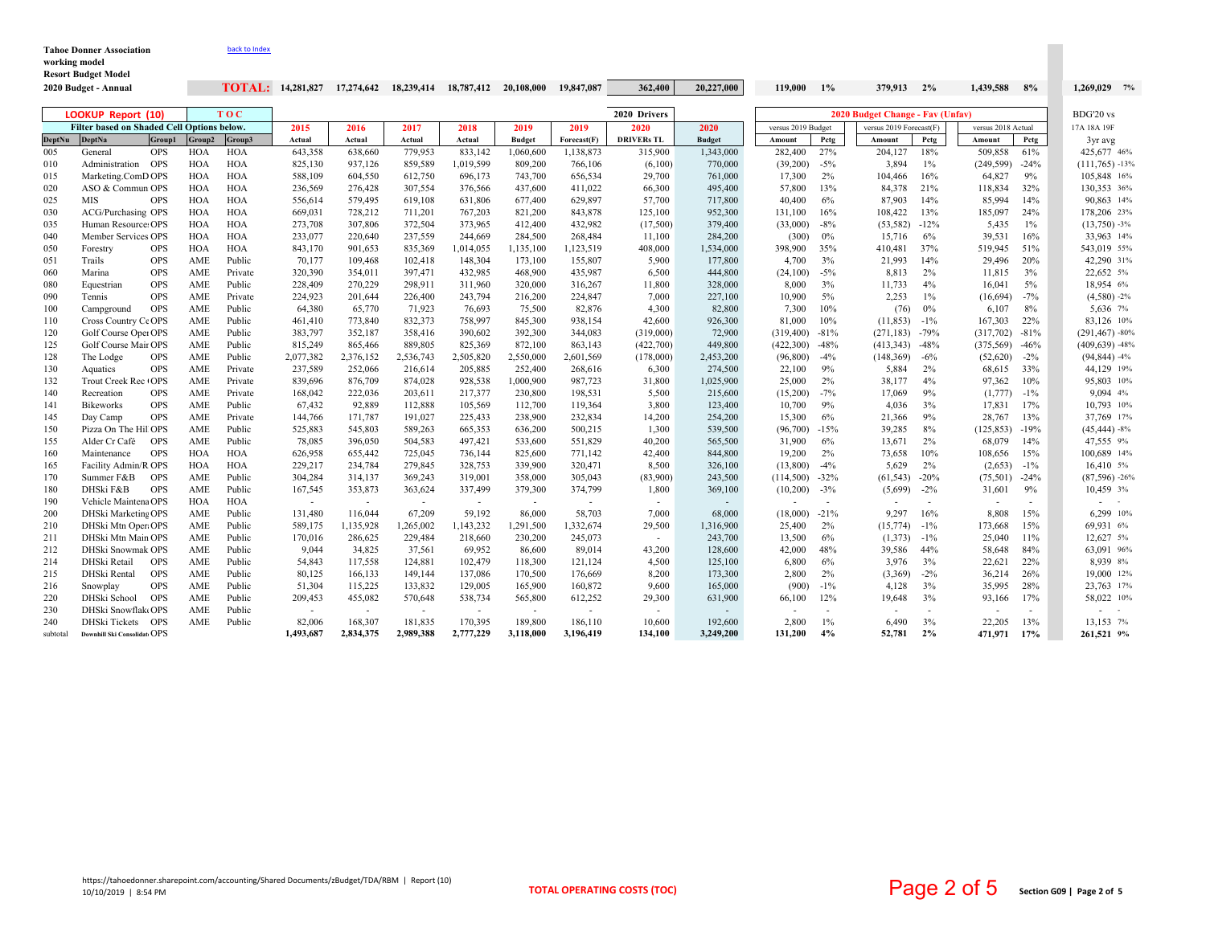**Tahoe Donner Association**
**working model**
**Resort Budget Model**
**2020 Budget - Annual**

back to Index

| LOOKUP Report (10) | | | TOC | | 2015 | 2016 | 2017 | 2018 | 2019 | 2019 | 2020 | 2020 | 2020 Budget Change - Fav (Unfav) | | | | | | BDG'20 vs |
|---|---|---|---|---|---|---|---|---|---|---|---|---|---|---|---|---|---|---|---|
| Filter based on Shaded Cell Options below. | | | | | Actual | Actual | Actual | Actual | Budget | Forecast(F) | DRIVERs TL | Budget | versus 2019 Budget | | versus 2019 Forecast(F) | | versus 2018 Actual | | 17A 18A 19F |
| DeptNu | DeptNa | Group1 | Group2 | Group3 | | | | | | | | | Amount | Petg | Amount | Petg | Amount | Petg | 3yr avg |
| | | | **TOTAL:** | | 14,281,827 | 17,274,642 | 18,239,414 | 18,787,412 | 20,108,000 | 19,847,087 | 362,400 | 20,227,000 | 119,000 | 1% | 379,913 | 2% | 1,439,588 | 8% | 1,269,029 7% |
| 005 | General | OPS | HOA | HOA | 643,358 | 638,660 | 779,953 | 833,142 | 1,060,600 | 1,138,873 | 315,900 | 1,343,000 | 282,400 | 27% | 204,127 | 18% | 509,858 | 61% | 425,677 46% |
| 010 | Administration | OPS | HOA | HOA | 825,130 | 937,126 | 859,589 | 1,019,599 | 809,200 | 766,106 | (6,100) | 770,000 | (39,200) | -5% | 3,894 | 1% | (249,599) | -24% | (111,765) -13% |
| 015 | Marketing.ComD | OPS | HOA | HOA | 588,109 | 604,550 | 612,750 | 696,173 | 743,700 | 656,534 | 29,700 | 761,000 | 17,300 | 2% | 104,466 | 16% | 64,827 | 9% | 105,848 16% |
| 020 | ASO & Commun | OPS | HOA | HOA | 236,569 | 276,428 | 307,554 | 376,566 | 437,600 | 411,022 | 66,300 | 495,400 | 57,800 | 13% | 84,378 | 21% | 118,834 | 32% | 130,353 36% |
| 025 | MIS | OPS | HOA | HOA | 556,614 | 579,495 | 619,108 | 631,806 | 677,400 | 629,897 | 57,700 | 717,800 | 40,400 | 6% | 87,903 | 14% | 85,994 | 14% | 90,863 14% |
| 030 | ACG/Purchasing | OPS | HOA | HOA | 669,031 | 728,212 | 711,201 | 767,203 | 821,200 | 843,878 | 125,100 | 952,300 | 131,100 | 16% | 108,422 | 13% | 185,097 | 24% | 178,206 23% |
| 035 | Human Resource | OPS | HOA | HOA | 273,708 | 307,806 | 372,504 | 373,965 | 412,400 | 432,982 | (17,500) | 379,400 | (33,000) | -8% | (53,582) | -12% | 5,435 | 1% | (13,750) -3% |
| 040 | Member Services | OPS | HOA | HOA | 233,077 | 220,640 | 237,559 | 244,669 | 284,500 | 268,484 | 11,100 | 284,200 | (300) | 0% | 15,716 | 6% | 39,531 | 16% | 33,963 14% |
| 050 | Forestry | OPS | HOA | HOA | 843,170 | 901,653 | 835,369 | 1,014,055 | 1,135,100 | 1,123,519 | 408,000 | 1,534,000 | 398,900 | 35% | 410,481 | 37% | 519,945 | 51% | 543,019 55% |
| 051 | Trails | OPS | AME | Public | 70,177 | 109,468 | 102,418 | 148,304 | 173,100 | 155,807 | 5,900 | 177,800 | 4,700 | 3% | 21,993 | 14% | 29,496 | 20% | 42,290 31% |
| 060 | Marina | OPS | AME | Private | 320,390 | 354,011 | 397,471 | 432,985 | 468,900 | 435,987 | 6,500 | 444,800 | (24,100) | -5% | 8,813 | 2% | 11,815 | 3% | 22,652 5% |
| 080 | Equestrian | OPS | AME | Public | 228,409 | 270,229 | 298,911 | 311,960 | 320,000 | 316,267 | 11,800 | 328,000 | 8,000 | 3% | 11,733 | 4% | 16,041 | 5% | 18,954 6% |
| 090 | Tennis | OPS | AME | Private | 224,923 | 201,644 | 226,400 | 243,794 | 216,200 | 224,847 | 7,000 | 227,100 | 10,900 | 5% | 2,253 | 1% | (16,694) | -7% | (4,580) -2% |
| 100 | Campground | OPS | AME | Public | 64,380 | 65,770 | 71,923 | 76,693 | 75,500 | 82,876 | 4,300 | 82,800 | 7,300 | 10% | (76) | 0% | 6,107 | 8% | 5,636 7% |
| 110 | Cross Country Ce | OPS | AME | Public | 461,410 | 773,840 | 832,373 | 758,997 | 845,300 | 938,154 | 42,600 | 926,300 | 81,000 | 10% | (11,853) | -1% | 167,303 | 22% | 83,126 10% |
| 120 | Golf Course Oper | OPS | AME | Public | 383,797 | 352,187 | 358,416 | 390,602 | 392,300 | 344,083 | (319,000) | 72,900 | (319,400) | -81% | (271,183) | -79% | (317,702) | -81% | (291,467) -80% |
| 125 | Golf Course Main | OPS | AME | Public | 815,249 | 865,466 | 889,805 | 825,369 | 872,100 | 863,143 | (422,700) | 449,800 | (422,300) | -48% | (413,343) | -48% | (375,569) | -46% | (409,639) -48% |
| 128 | The Lodge | OPS | AME | Public | 2,077,382 | 2,376,152 | 2,536,743 | 2,505,820 | 2,550,000 | 2,601,569 | (178,000) | 2,453,200 | (96,800) | -4% | (148,369) | -6% | (52,620) | -2% | (94,844) -4% |
| 130 | Aquatics | OPS | AME | Private | 237,589 | 252,066 | 216,614 | 205,885 | 252,400 | 268,616 | 6,300 | 274,500 | 22,100 | 9% | 5,884 | 2% | 68,615 | 33% | 44,129 19% |
| 132 | Trout Creek Rec | OPS | AME | Private | 839,696 | 876,709 | 874,028 | 928,538 | 1,000,900 | 987,723 | 31,800 | 1,025,900 | 25,000 | 2% | 38,177 | 4% | 97,362 | 10% | 95,803 10% |
| 140 | Recreation | OPS | AME | Private | 168,042 | 222,036 | 203,611 | 217,377 | 230,800 | 198,531 | 5,500 | 215,600 | (15,200) | -7% | 17,069 | 9% | (1,777) | -1% | 9,094 4% |
| 141 | Bikeworks | OPS | AME | Public | 67,432 | 92,889 | 112,888 | 105,569 | 112,700 | 119,364 | 3,800 | 123,400 | 10,700 | 9% | 4,036 | 3% | 17,831 | 17% | 10,793 10% |
| 145 | Day Camp | OPS | AME | Private | 144,766 | 171,787 | 191,027 | 225,433 | 238,900 | 232,834 | 14,200 | 254,200 | 15,300 | 6% | 21,366 | 9% | 28,767 | 13% | 37,769 17% |
| 150 | Pizza On The Hil | OPS | AME | Public | 525,883 | 545,803 | 589,263 | 665,353 | 636,200 | 500,215 | 1,300 | 539,500 | (96,700) | -15% | 39,285 | 8% | (125,853) | -19% | (45,444) -8% |
| 155 | Alder Cr Café | OPS | AME | Public | 78,085 | 396,050 | 504,583 | 497,421 | 533,600 | 551,829 | 40,200 | 565,500 | 31,900 | 6% | 13,671 | 2% | 68,079 | 14% | 47,555 9% |
| 160 | Maintenance | OPS | HOA | HOA | 626,958 | 655,442 | 725,045 | 736,144 | 825,600 | 771,142 | 42,400 | 844,800 | 19,200 | 2% | 73,658 | 10% | 108,656 | 15% | 100,689 14% |
| 165 | Facility Admin/R | OPS | HOA | HOA | 229,217 | 234,784 | 279,845 | 328,753 | 339,900 | 320,471 | 8,500 | 326,100 | (13,800) | -4% | 5,629 | 2% | (2,653) | -1% | 16,410 5% |
| 170 | Summer F&B | OPS | AME | Public | 304,284 | 314,137 | 369,243 | 319,001 | 358,000 | 305,043 | (83,900) | 243,500 | (114,500) | -32% | (61,543) | -20% | (75,501) | -24% | (87,596) -26% |
| 180 | DHSki F&B | OPS | AME | Public | 167,545 | 353,873 | 363,624 | 337,499 | 379,300 | 374,799 | 1,800 | 369,100 | (10,200) | -3% | (5,699) | -2% | 31,601 | 9% | 10,459 3% |
| 190 | Vehicle Maintena | OPS | HOA | HOA | - | - | - | - | - | - | - | - | - | - | - | - | - | - | - - |
| 200 | DHSki Marketing | OPS | AME | Public | 131,480 | 116,044 | 67,209 | 59,192 | 86,000 | 58,703 | 7,000 | 68,000 | (18,000) | -21% | 9,297 | 16% | 8,808 | 15% | 6,299 10% |
| 210 | DHSki Mtn Oper | OPS | AME | Public | 589,175 | 1,135,928 | 1,265,002 | 1,143,232 | 1,291,500 | 1,332,674 | 29,500 | 1,316,900 | 25,400 | 2% | (15,774) | -1% | 173,668 | 15% | 69,931 6% |
| 211 | DHSki Mtn Main | OPS | AME | Public | 170,016 | 286,625 | 229,484 | 218,660 | 230,200 | 245,073 | - | 243,700 | 13,500 | 6% | (1,373) | -1% | 25,040 | 11% | 12,627 5% |
| 212 | DHSki Snowmak | OPS | AME | Public | 9,044 | 34,825 | 37,561 | 69,952 | 86,600 | 89,014 | 43,200 | 128,600 | 42,000 | 48% | 39,586 | 44% | 58,648 | 84% | 63,091 96% |
| 214 | DHSki Retail | OPS | AME | Public | 54,843 | 117,558 | 124,881 | 102,479 | 118,300 | 121,124 | 4,500 | 125,100 | 6,800 | 6% | 3,976 | 3% | 22,621 | 22% | 8,939 8% |
| 215 | DHSki Rental | OPS | AME | Public | 80,125 | 166,133 | 149,144 | 137,086 | 170,500 | 176,669 | 8,200 | 173,300 | 2,800 | 2% | (3,369) | -2% | 36,214 | 26% | 19,000 12% |
| 216 | Snowplay | OPS | AME | Public | 51,304 | 115,225 | 133,832 | 129,005 | 165,900 | 160,872 | 9,600 | 165,000 | (900) | -1% | 4,128 | 3% | 35,995 | 28% | 23,763 17% |
| 220 | DHSki School | OPS | AME | Public | 209,453 | 455,082 | 570,648 | 538,734 | 565,800 | 612,252 | 29,300 | 631,900 | 66,100 | 12% | 19,648 | 3% | 93,166 | 17% | 58,022 10% |
| 230 | DHSki Snowflak | OPS | AME | Public | - | - | - | - | - | - | - | - | - | - | - | - | - | - | - - |
| 240 | DHSki Tickets | OPS | AME | Public | 82,006 | 168,307 | 181,835 | 170,395 | 189,800 | 186,110 | 10,600 | 192,600 | 2,800 | 1% | 6,490 | 3% | 22,205 | 13% | 13,153 7% |
| subtotal | Downhill Ski Consolidat | OPS | | | **1,493,687** | **2,834,375** | **2,989,388** | **2,777,229** | **3,118,000** | **3,196,419** | **134,100** | **3,249,200** | **131,200** | **4%** | **52,781** | **2%** | **471,971** | **17%** | **261,521 9%** |

https://tahoedonner.sharepoint.com/accounting/Shared Documents/zBudget/TDA/RBM | Report (10)
10/10/2019 | 8:54 PM

**TOTAL OPERATING COSTS (TOC)**

**Section G09**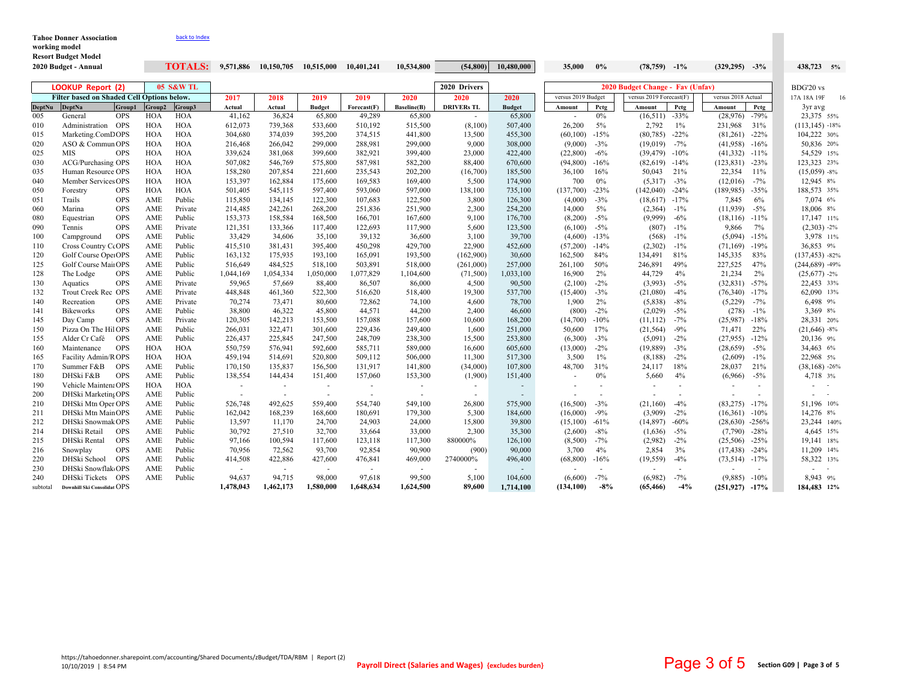**Tahoe Donner Association**
**working model**
**Resort Budget Model**
**2020 Budget - Annual**

back to Index

| | | | | | **TOTALS:** | 9,571,886 | 10,150,705 | 10,515,000 | 10,401,241 | 10,534,800 | (54,800) | 10,480,000 | 35,000 | 0% | (78,759) | -1% | (329,295) | -3% | 438,723 | 5% |
|---|---|---|---|---|---|---|---|---|---|---|---|---|---|---|---|---|---|---|---|---|

| **LOOKUP Report (2)** | | | **05 S&W TL** | | | | | | | 2020 Drivers | | 2020 Budget Change - Fav (Unfav) | | | | | | BDG'20 vs | |
|---|---|---|---|---|---|---|---|---|---|---|---|---|---|---|---|---|---|---|---|
| Filter based on Shaded Cell Options below. | | | | | 2017 | 2018 | 2019 | 2019 | 2020 | 2020 | 2020 | versus 2019 Budget | | versus 2019 Forecast(F) | | versus 2018 Actual | | 17A 18A 19F | 16 |
| DeptNu | DeptNa | Group1 | Group2 | Group3 | Actual | Actual | Budget | Forecast(F) | Baseline(B) | DRIVERs TL | Budget | Amount | Pctg | Amount | Pctg | Amount | Pctg | 3yr avg | |
| 005 | General | OPS | HOA | HOA | 41,162 | 36,824 | 65,800 | 49,289 | 65,800 | - | 65,800 | - | 0% | (16,511) | -33% | (28,976) | -79% | 23,375 | 55% |
| 010 | Administration | OPS | HOA | HOA | 612,073 | 739,368 | 533,600 | 510,192 | 515,500 | (8,100) | 507,400 | 26,200 | 5% | 2,792 | 1% | 231,968 | 31% | (113,145) | -18% |
| 015 | Marketing.ComD | OPS | HOA | HOA | 304,680 | 374,039 | 395,200 | 374,515 | 441,800 | 13,500 | 455,300 | (60,100) | -15% | (80,785) | -22% | (81,261) | -22% | 104,222 | 30% |
| 020 | ASO & Commun | OPS | HOA | HOA | 216,468 | 266,042 | 299,000 | 288,981 | 299,000 | 9,000 | 308,000 | (9,000) | -3% | (19,019) | -7% | (41,958) | -16% | 50,836 | 20% |
| 025 | MIS | OPS | HOA | HOA | 339,624 | 381,068 | 399,600 | 382,921 | 399,400 | 23,000 | 422,400 | (22,800) | -6% | (39,479) | -10% | (41,332) | -11% | 54,529 | 15% |
| 030 | ACG/Purchasing | OPS | HOA | HOA | 507,082 | 546,769 | 575,800 | 587,981 | 582,200 | 88,400 | 670,600 | (94,800) | -16% | (82,619) | -14% | (123,831) | -23% | 123,323 | 23% |
| 035 | Human Resource | OPS | HOA | HOA | 158,280 | 207,854 | 221,600 | 235,543 | 202,200 | (16,700) | 185,500 | 36,100 | 16% | 50,043 | 21% | 22,354 | 11% | (15,059) | -8% |
| 040 | Member Services | OPS | HOA | HOA | 153,397 | 162,884 | 175,600 | 169,583 | 169,400 | 5,500 | 174,900 | 700 | 0% | (5,317) | -3% | (12,016) | -7% | 12,945 | 8% |
| 050 | Forestry | OPS | HOA | HOA | 501,405 | 545,115 | 597,400 | 593,060 | 597,000 | 138,100 | 735,100 | (137,700) | -23% | (142,040) | -24% | (189,985) | -35% | 188,573 | 35% |
| 051 | Trails | OPS | AME | Public | 115,850 | 134,145 | 122,300 | 107,683 | 122,500 | 3,800 | 126,300 | (4,000) | -3% | (18,617) | -17% | 7,845 | 6% | 7,074 | 6% |
| 060 | Marina | OPS | AME | Private | 214,485 | 242,261 | 268,200 | 251,836 | 251,900 | 2,300 | 254,200 | 14,000 | 5% | (2,364) | -1% | (11,939) | -5% | 18,006 | 8% |
| 080 | Equestrian | OPS | AME | Public | 153,373 | 158,584 | 168,500 | 166,701 | 167,600 | 9,100 | 176,700 | (8,200) | -5% | (9,999) | -6% | (18,116) | -11% | 17,147 | 11% |
| 090 | Tennis | OPS | AME | Private | 121,351 | 133,366 | 117,400 | 122,693 | 117,900 | 5,600 | 123,500 | (6,100) | -5% | (807) | -1% | 9,866 | 7% | (2,303) | -2% |
| 100 | Campground | OPS | AME | Public | 33,429 | 34,606 | 35,100 | 39,132 | 36,600 | 3,100 | 39,700 | (4,600) | -13% | (568) | -1% | (5,094) | -15% | 3,978 | 11% |
| 110 | Cross Country Cc | OPS | AME | Public | 415,510 | 381,431 | 395,400 | 450,298 | 429,700 | 22,900 | 452,600 | (57,200) | -14% | (2,302) | -1% | (71,169) | -19% | 36,853 | 9% |
| 120 | Golf Course Oper | OPS | AME | Public | 163,132 | 175,935 | 193,100 | 165,091 | 193,500 | (162,900) | 30,600 | 162,500 | 84% | 134,491 | 81% | 145,335 | 83% | (137,453) | -82% |
| 125 | Golf Course Main | OPS | AME | Public | 516,649 | 484,525 | 518,100 | 503,891 | 518,000 | (261,000) | 257,000 | 261,100 | 50% | 246,891 | 49% | 227,525 | 47% | (244,689) | -49% |
| 128 | The Lodge | OPS | AME | Public | 1,044,169 | 1,054,334 | 1,050,000 | 1,077,829 | 1,104,600 | (71,500) | 1,033,100 | 16,900 | 2% | 44,729 | 4% | 21,234 | 2% | (25,677) | -2% |
| 130 | Aquatics | OPS | AME | Private | 59,965 | 57,669 | 88,400 | 86,507 | 86,000 | 4,500 | 90,500 | (2,100) | -2% | (3,993) | -5% | (32,831) | -57% | 22,453 | 33% |
| 132 | Trout Creek Rec | OPS | AME | Private | 448,848 | 461,360 | 522,300 | 516,620 | 518,400 | 19,300 | 537,700 | (15,400) | -3% | (21,080) | -4% | (76,340) | -17% | 62,090 | 13% |
| 140 | Recreation | OPS | AME | Private | 70,274 | 73,471 | 80,600 | 72,862 | 74,100 | 4,600 | 78,700 | 1,900 | 2% | (5,838) | -8% | (5,229) | -7% | 6,498 | 9% |
| 141 | Bikeworks | OPS | AME | Public | 38,800 | 46,322 | 45,800 | 44,571 | 44,200 | 2,400 | 46,600 | (800) | -2% | (2,029) | -5% | (278) | -1% | 3,369 | 8% |
| 145 | Day Camp | OPS | AME | Private | 120,305 | 142,213 | 153,500 | 157,088 | 157,600 | 10,600 | 168,200 | (14,700) | -10% | (11,112) | -7% | (25,987) | -18% | 28,331 | 20% |
| 150 | Pizza On The Hil | OPS | AME | Public | 266,031 | 322,471 | 301,600 | 229,436 | 249,400 | 1,600 | 251,000 | 50,600 | 17% | (21,564) | -9% | 71,471 | 22% | (21,646) | -8% |
| 155 | Alder Cr Café | OPS | AME | Public | 226,437 | 225,845 | 247,500 | 248,709 | 238,300 | 15,500 | 253,800 | (6,300) | -3% | (5,091) | -2% | (27,955) | -12% | 20,136 | 9% |
| 160 | Maintenance | OPS | HOA | HOA | 550,759 | 576,941 | 592,600 | 585,711 | 589,000 | 16,600 | 605,600 | (13,000) | -2% | (19,889) | -3% | (28,659) | -5% | 34,463 | 6% |
| 165 | Facility Admin/R | OPS | HOA | HOA | 459,194 | 514,691 | 520,800 | 509,112 | 506,000 | 11,300 | 517,300 | 3,500 | 1% | (8,188) | -2% | (2,609) | -1% | 22,968 | 5% |
| 170 | Summer F&B | OPS | AME | Public | 170,150 | 135,837 | 156,500 | 131,917 | 141,800 | (34,000) | 107,800 | 48,700 | 31% | 24,117 | 18% | 28,037 | 21% | (38,168) | -26% |
| 180 | DHSki F&B | OPS | AME | Public | 138,554 | 144,434 | 151,400 | 157,060 | 153,300 | (1,900) | 151,400 | - | 0% | 5,660 | 4% | (6,966) | -5% | 4,718 | 3% |
| 190 | Vehicle Mainten | OPS | HOA | HOA | - | - | - | - | - | - | - | - | - | - | - | - | - | - | - |
| 200 | DHSki Marketing | OPS | AME | Public | - | - | - | - | - | - | - | - | - | - | - | - | - | - | - |
| 210 | DHSki Mtn Oper | OPS | AME | Public | 526,748 | 492,625 | 559,400 | 554,740 | 549,100 | 26,800 | 575,900 | (16,500) | -3% | (21,160) | -4% | (83,275) | -17% | 51,196 | 10% |
| 211 | DHSki Mtn Main | OPS | AME | Public | 162,042 | 168,239 | 168,600 | 180,691 | 179,300 | 5,300 | 184,600 | (16,000) | -9% | (3,909) | -2% | (16,361) | -10% | 14,276 | 8% |
| 212 | DHSki Snowmak | OPS | AME | Public | 13,597 | 11,170 | 24,700 | 24,903 | 24,000 | 15,800 | 39,800 | (15,100) | -61% | (14,897) | -60% | (28,630) | -256% | 23,244 | 140% |
| 214 | DHSki Retail | OPS | AME | Public | 30,792 | 27,510 | 32,700 | 33,664 | 33,000 | 2,300 | 35,300 | (2,600) | -8% | (1,636) | -5% | (7,790) | -28% | 4,645 | 15% |
| 215 | DHSki Rental | OPS | AME | Public | 97,166 | 100,594 | 117,600 | 123,118 | 117,300 | 880000% | 126,100 | (8,500) | -7% | (2,982) | -2% | (25,506) | -25% | 19,141 | 18% |
| 216 | Snowplay | OPS | AME | Public | 70,956 | 72,562 | 93,700 | 92,854 | 90,900 | (900) | 90,000 | 3,700 | 4% | 2,854 | 3% | (17,438) | -24% | 11,209 | 14% |
| 220 | DHSki School | OPS | AME | Public | 414,508 | 422,886 | 427,600 | 476,841 | 469,000 | 2740000% | 496,400 | (68,800) | -16% | (19,559) | -4% | (73,514) | -17% | 58,322 | 13% |
| 230 | DHSki Snowflak | OPS | AME | Public | - | - | - | - | - | - | - | - | - | - | - | - | - | - | - |
| 240 | DHSki Tickets | OPS | AME | Public | 94,637 | 94,715 | 98,000 | 97,618 | 99,500 | 5,100 | 104,600 | (6,600) | -7% | (6,982) | -7% | (9,885) | -10% | 8,943 | 9% |
| subtotal | Downhill Ski Consolidat | OPS | | | 1,478,043 | 1,462,173 | 1,580,000 | 1,648,634 | 1,624,500 | 89,600 | 1,714,100 | (134,100) | -8% | (65,466) | -4% | (251,927) | -17% | 184,483 | 12% |

https://tahoedonner.sharepoint.com/accounting/Shared Documents/zBudget/TDA/RBM | Report (2)
10/10/2019 | 8:54 PM

**Payroll Direct (Salaries and Wages) {excludes burden}**

Section G09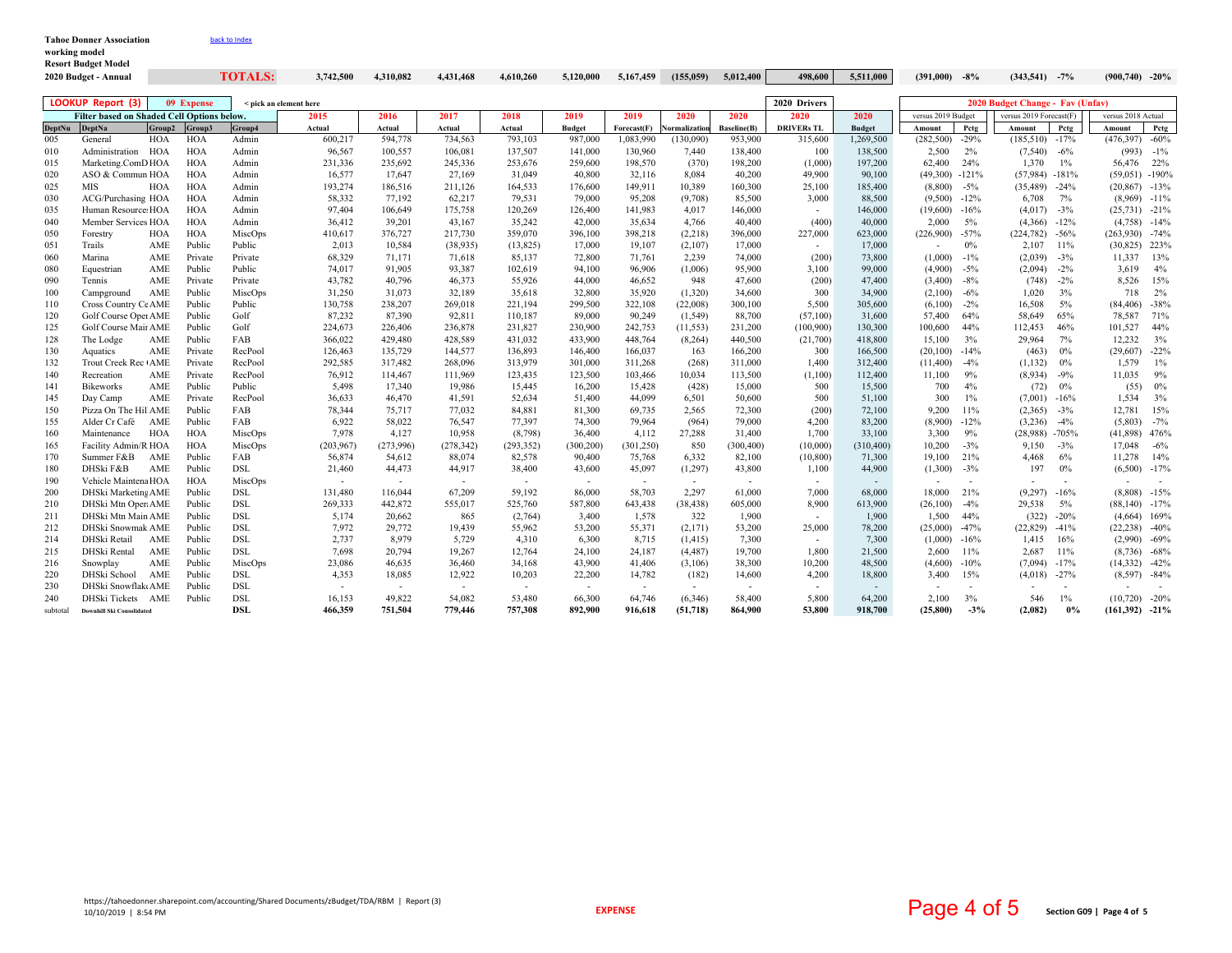**Tahoe Donner Association** back to Index

**working model**

**Resort Budget Model**

**2020 Budget - Annual**

| | | | | | **TOTALS:** | **3,742,500** | **4,310,082** | **4,431,468** | **4,610,260** | **5,120,000** | **5,167,459** | **(155,059)** | **5,012,400** | **498,600** | **5,511,000** | **(391,000)** | **-8%** | **(343,541)** | **-7%** | **(900,740)** | **-20%** |
|---|---|---|---|---|---|---|---|---|---|---|---|---|---|---|---|---|---|---|---|---|---|
| **LOOKUP Report (3)** | | **09 Expense** | < pick an element here | | | | | | | | | | | **2020 Drivers** | | **2020 Budget Change - Fav (Unfav)** | | | | | |
| **Filter based on Shaded Cell Options below.** | | | | | | **2015** | **2016** | **2017** | **2018** | **2019** | **2019** | **2020** | **2020** | **2020** | **2020** | versus 2019 Budget | | versus 2019 Forecast(F) | | versus 2018 Actual | |
| **DeptNu** | **DeptNa** | **Group2** | **Group3** | **Group4** | | **Actual** | **Actual** | **Actual** | **Actual** | **Budget** | **Forecast(F)** | **Normalization** | **Baseline(B)** | **DRIVERs TL** | **Budget** | **Amount** | **Pctg** | **Amount** | **Pctg** | **Amount** | **Pctg** |
| 005 | General | HOA | HOA | Admin | | 600,217 | 594,778 | 734,563 | 793,103 | 987,000 | 1,083,990 | (130,090) | 953,900 | 315,600 | 1,269,500 | (282,500) | -29% | (185,510) | -17% | (476,397) | -60% |
| 010 | Administration | HOA | HOA | Admin | | 96,567 | 100,557 | 106,081 | 137,507 | 141,000 | 130,960 | 7,440 | 138,400 | 100 | 138,500 | 2,500 | 2% | (7,540) | -6% | (993) | -1% |
| 015 | Marketing.ComD | HOA | HOA | Admin | | 231,336 | 235,692 | 245,336 | 253,676 | 259,600 | 198,570 | (370) | 198,200 | (1,000) | 197,200 | 62,400 | 24% | 1,370 | 1% | 56,476 | 22% |
| 020 | ASO & Commun | HOA | HOA | Admin | | 16,577 | 17,647 | 27,169 | 31,049 | 40,800 | 32,116 | 8,084 | 40,200 | 49,900 | 90,100 | (49,300) | -121% | (57,984) | -181% | (59,051) | -190% |
| 025 | MIS | HOA | HOA | Admin | | 193,274 | 186,516 | 211,126 | 164,533 | 176,600 | 149,911 | 10,389 | 160,300 | 25,100 | 185,400 | (8,800) | -5% | (35,489) | -24% | (20,867) | -13% |
| 030 | ACG/Purchasing | HOA | HOA | Admin | | 58,332 | 77,192 | 62,217 | 79,531 | 79,000 | 95,208 | (9,708) | 85,500 | 3,000 | 88,500 | (9,500) | -12% | 6,708 | 7% | (8,969) | -11% |
| 035 | Human Resource | HOA | HOA | Admin | | 97,404 | 106,649 | 175,758 | 120,269 | 126,400 | 141,983 | 4,017 | 146,000 | - | 146,000 | (19,600) | -16% | (4,017) | -3% | (25,731) | -21% |
| 040 | Member Services | HOA | HOA | Admin | | 36,412 | 39,201 | 43,167 | 35,242 | 42,000 | 35,634 | 4,766 | 40,400 | (400) | 40,000 | 2,000 | 5% | (4,366) | -12% | (4,758) | -14% |
| 050 | Forestry | HOA | HOA | MiscOps | | 410,617 | 376,727 | 217,730 | 359,070 | 396,100 | 398,218 | (2,218) | 396,000 | 227,000 | 623,000 | (226,900) | -57% | (224,782) | -56% | (263,930) | -74% |
| 051 | Trails | AME | Public | Public | | 2,013 | 10,584 | (38,935) | (13,825) | 17,000 | 19,107 | (2,107) | 17,000 | - | 17,000 | - | 0% | 2,107 | 11% | (30,825) | 223% |
| 060 | Marina | AME | Private | Private | | 68,329 | 71,171 | 71,618 | 85,137 | 72,800 | 71,761 | 2,239 | 74,000 | (200) | 73,800 | (1,000) | -1% | (2,039) | -3% | 11,337 | 13% |
| 080 | Equestrian | AME | Public | Public | | 74,017 | 91,905 | 93,387 | 102,619 | 94,100 | 96,906 | (1,006) | 95,900 | 3,100 | 99,000 | (4,900) | -5% | (2,094) | -2% | 3,619 | 4% |
| 090 | Tennis | AME | Private | Private | | 43,782 | 40,796 | 46,373 | 55,926 | 44,000 | 46,652 | 948 | 47,600 | (200) | 47,400 | (3,400) | -8% | (748) | -2% | 8,526 | 15% |
| 100 | Campground | AME | Public | MiscOps | | 31,250 | 31,073 | 32,189 | 35,618 | 32,800 | 35,920 | (1,320) | 34,600 | 300 | 34,900 | (2,100) | -6% | 1,020 | 3% | 718 | 2% |
| 110 | Cross Country Ce | AME | Public | Public | | 130,758 | 238,207 | 269,018 | 221,194 | 299,500 | 322,108 | (22,008) | 300,100 | 5,500 | 305,600 | (6,100) | -2% | 16,508 | 5% | (84,406) | -38% |
| 120 | Golf Course Oper | AME | Public | Golf | | 87,232 | 87,390 | 92,811 | 110,187 | 89,000 | 90,249 | (1,549) | 88,700 | (57,100) | 31,600 | 57,400 | 64% | 58,649 | 65% | 78,587 | 71% |
| 125 | Golf Course Main | AME | Public | Golf | | 224,673 | 226,406 | 236,878 | 231,827 | 230,900 | 242,753 | (11,553) | 231,200 | (100,900) | 130,300 | 100,600 | 44% | 112,453 | 46% | 101,527 | 44% |
| 128 | The Lodge | AME | Public | FAB | | 366,022 | 429,480 | 428,589 | 431,032 | 433,900 | 448,764 | (8,264) | 440,500 | (21,700) | 418,800 | 15,100 | 3% | 29,964 | 7% | 12,232 | 3% |
| 130 | Aquatics | AME | Private | RecPool | | 126,463 | 135,729 | 144,577 | 136,893 | 146,400 | 166,037 | 163 | 166,200 | 300 | 166,500 | (20,100) | -14% | (463) | 0% | (29,607) | -22% |
| 132 | Trout Creek Rec | AME | Private | RecPool | | 292,585 | 317,482 | 268,096 | 313,979 | 301,000 | 311,268 | (268) | 311,000 | 1,400 | 312,400 | (11,400) | -4% | (1,132) | 0% | 1,579 | 1% |
| 140 | Recreation | AME | Private | RecPool | | 76,912 | 114,467 | 111,969 | 123,435 | 123,500 | 103,466 | 10,034 | 113,500 | (1,100) | 112,400 | 11,100 | 9% | (8,934) | -9% | 11,035 | 9% |
| 141 | Bikeworks | AME | Public | Public | | 5,498 | 17,340 | 19,986 | 15,445 | 16,200 | 15,428 | (428) | 15,000 | 500 | 15,500 | 700 | 4% | (72) | 0% | (55) | 0% |
| 145 | Day Camp | AME | Private | RecPool | | 36,633 | 46,470 | 41,591 | 52,634 | 51,400 | 44,099 | 6,501 | 50,600 | 500 | 51,100 | 300 | 1% | (7,001) | -16% | 1,534 | 3% |
| 150 | Pizza On The Hil | AME | Public | FAB | | 78,344 | 75,717 | 77,032 | 84,881 | 81,300 | 69,735 | 2,565 | 72,300 | (200) | 72,100 | 9,200 | 11% | (2,365) | -3% | 12,781 | 15% |
| 155 | Alder Cr Café | AME | Public | FAB | | 6,922 | 58,022 | 76,547 | 77,397 | 74,300 | 79,964 | (964) | 79,000 | 4,200 | 83,200 | (8,900) | -12% | (3,236) | -4% | (5,803) | -7% |
| 160 | Maintenance | HOA | HOA | MiscOps | | 7,978 | 4,127 | 10,958 | (8,798) | 36,400 | 4,112 | 27,288 | 31,400 | 1,700 | 33,100 | 3,300 | 9% | (28,988) | -705% | (41,898) | 476% |
| 165 | Facility Admin/R | HOA | HOA | MiscOps | | (203,967) | (273,996) | (278,342) | (293,352) | (300,200) | (301,250) | 850 | (300,400) | (10,000) | (310,400) | 10,200 | -3% | 9,150 | -3% | 17,048 | -6% |
| 170 | Summer F&B | AME | Public | FAB | | 56,874 | 54,612 | 88,074 | 82,578 | 90,400 | 75,768 | 6,332 | 82,100 | (10,800) | 71,300 | 19,100 | 21% | 4,468 | 6% | 11,278 | 14% |
| 180 | DHSki F&B | AME | Public | DSL | | 21,460 | 44,473 | 44,917 | 38,400 | 43,600 | 45,097 | (1,297) | 43,800 | 1,100 | 44,900 | (1,300) | -3% | 197 | 0% | (6,500) | -17% |
| 190 | Vehicle Maintena | HOA | HOA | MiscOps | | - | - | - | - | - | - | - | - | - | - | - | - | - | - | - | - |
| 200 | DHSki Marketing | AME | Public | DSL | | 131,480 | 116,044 | 67,209 | 59,192 | 86,000 | 58,703 | 2,297 | 61,000 | 7,000 | 68,000 | 18,000 | 21% | (9,297) | -16% | (8,808) | -15% |
| 210 | DHSki Mtn Oper | AME | Public | DSL | | 269,333 | 442,872 | 555,017 | 525,760 | 587,800 | 643,438 | (38,438) | 605,000 | 8,900 | 613,900 | (26,100) | -4% | 29,538 | 5% | (88,140) | -17% |
| 211 | DHSki Mtn Main | AME | Public | DSL | | 5,174 | 20,662 | 865 | (2,764) | 3,400 | 1,578 | 322 | 1,900 | - | 1,900 | 1,500 | 44% | (322) | -20% | (4,664) | 169% |
| 212 | DHSki Snowmak | AME | Public | DSL | | 7,972 | 29,772 | 19,439 | 55,962 | 53,200 | 55,371 | (2,171) | 53,200 | 25,000 | 78,200 | (25,000) | -47% | (22,829) | -41% | (22,238) | -40% |
| 214 | DHSki Retail | AME | Public | DSL | | 2,737 | 8,979 | 5,729 | 4,310 | 6,300 | 8,715 | (1,415) | 7,300 | - | 7,300 | (1,000) | -16% | 1,415 | 16% | (2,990) | -69% |
| 215 | DHSki Rental | AME | Public | DSL | | 7,698 | 20,794 | 19,267 | 12,764 | 24,100 | 24,187 | (4,487) | 19,700 | 1,800 | 21,500 | 2,600 | 11% | 2,687 | 11% | (8,736) | -68% |
| 216 | Snowplay | AME | Public | MiscOps | | 23,086 | 46,635 | 36,460 | 34,168 | 43,900 | 41,406 | (3,106) | 38,300 | 10,200 | 48,500 | (4,600) | -10% | (7,094) | -17% | (14,332) | -42% |
| 220 | DHSki School | AME | Public | DSL | | 4,353 | 18,085 | 12,922 | 10,203 | 22,200 | 14,782 | (182) | 14,600 | 4,200 | 18,800 | 3,400 | 15% | (4,018) | -27% | (8,597) | -84% |
| 230 | DHSki Snowflak | AME | Public | DSL | | - | - | - | - | - | - | - | - | - | - | - | - | - | - | - | - |
| 240 | DHSki Tickets | AME | Public | DSL | | 16,153 | 49,822 | 54,082 | 53,480 | 66,300 | 64,746 | (6,346) | 58,400 | 5,800 | 64,200 | 2,100 | 3% | 546 | 1% | (10,720) | -20% |
| subtotal | **Downhill Ski Consolidated** | | | **DSL** | | **466,359** | **751,504** | **779,446** | **757,308** | **892,900** | **916,618** | **(51,718)** | **864,900** | **53,800** | **918,700** | **(25,800)** | **-3%** | **(2,082)** | **0%** | **(161,392)** | **-21%** |

https://tahoedonner.sharepoint.com/accounting/Shared Documents/zBudget/TDA/RBM | Report (3)
10/10/2019 | 8:54 PM

EXPENSE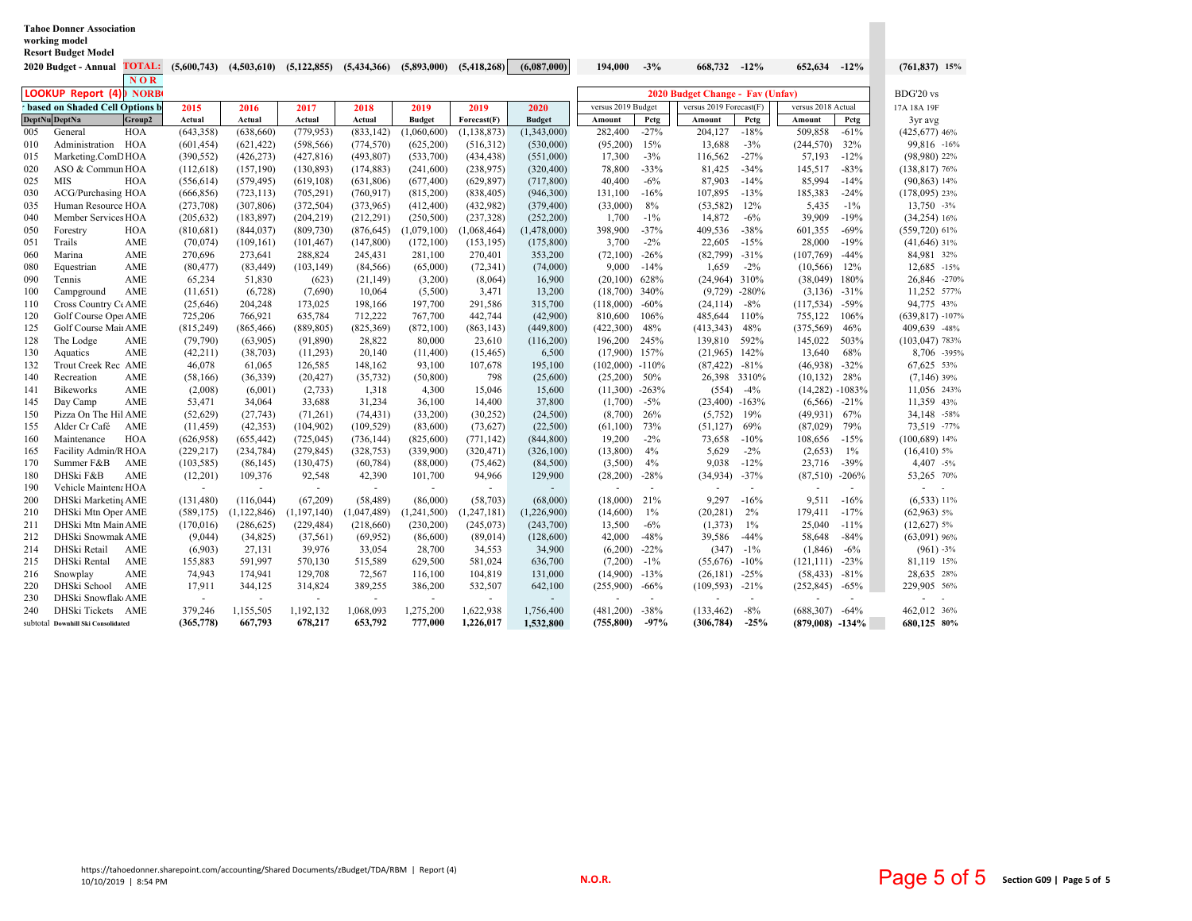**Tahoe Donner Association**
**working model**
**Resort Budget Model**

| 2020 Budget - Annual | | TOTAL: | (5,600,743) | (4,503,610) | (5,122,855) | (5,434,366) | (5,893,000) | (5,418,268) | (6,087,000) | 194,000 | -3% | 668,732 | -12% | 652,634 | -12% | (761,837) | 15% |
|---|---|---|---|---|---|---|---|---|---|---|---|---|---|---|---|---|---|
| | | NOR | | | | | | | | | | | | | | | |
| LOOKUP Report (4) | | NORB | | | | | | | | 2020 Budget Change - Fav (Unfav) | | | | | | BDG'20 vs | |
| based on Shaded Cell Options b | | | 2015 | 2016 | 2017 | 2018 | 2019 | 2019 | 2020 | versus 2019 Budget | | versus 2019 Forecast(F) | | versus 2018 Actual | | 17A 18A 19F | |
| DeptNu | DeptNa | Group2 | Actual | Actual | Actual | Actual | Budget | Forecast(F) | Budget | Amount | Pctg | Amount | Pctg | Amount | Pctg | 3yr avg | |
| 005 | General | HOA | (643,358) | (638,660) | (779,953) | (833,142) | (1,060,600) | (1,138,873) | (1,343,000) | 282,400 | -27% | 204,127 | -18% | 509,858 | -61% | (425,677) | 46% |
| 010 | Administration | HOA | (601,454) | (621,422) | (598,566) | (774,570) | (625,200) | (516,312) | (530,000) | (95,200) | 15% | 13,688 | -3% | (244,570) | 32% | 99,816 | -16% |
| 015 | Marketing.ComD | HOA | (390,552) | (426,273) | (427,816) | (493,807) | (533,700) | (434,438) | (551,000) | 17,300 | -3% | 116,562 | -27% | 57,193 | -12% | (98,980) | 22% |
| 020 | ASO & Commun | HOA | (112,618) | (157,190) | (130,893) | (174,883) | (241,600) | (238,975) | (320,400) | 78,800 | -33% | 81,425 | -34% | 145,517 | -83% | (138,817) | 76% |
| 025 | MIS | HOA | (556,614) | (579,495) | (619,108) | (631,806) | (677,400) | (629,897) | (717,800) | 40,400 | -6% | 87,903 | -14% | 85,994 | -14% | (90,863) | 14% |
| 030 | ACG/Purchasing | HOA | (666,856) | (723,113) | (705,291) | (760,917) | (815,200) | (838,405) | (946,300) | 131,100 | -16% | 107,895 | -13% | 185,383 | -24% | (178,095) | 23% |
| 035 | Human Resource | HOA | (273,708) | (307,806) | (372,504) | (373,965) | (412,400) | (432,982) | (379,400) | (33,000) | 8% | (53,582) | 12% | 5,435 | -1% | 13,750 | -3% |
| 040 | Member Services | HOA | (205,632) | (183,897) | (204,219) | (212,291) | (250,500) | (237,328) | (252,200) | 1,700 | -1% | 14,872 | -6% | 39,909 | -19% | (34,254) | 16% |
| 050 | Forestry | HOA | (810,681) | (844,037) | (809,730) | (876,645) | (1,079,100) | (1,068,464) | (1,478,000) | 398,900 | -37% | 409,536 | -38% | 601,355 | -69% | (559,720) | 61% |
| 051 | Trails | AME | (70,074) | (109,161) | (101,467) | (147,800) | (172,100) | (153,195) | (175,800) | 3,700 | -2% | 22,605 | -15% | 28,000 | -19% | (41,646) | 31% |
| 060 | Marina | AME | 270,696 | 273,641 | 288,824 | 245,431 | 281,100 | 270,401 | 353,200 | (72,100) | -26% | (82,799) | -31% | (107,769) | -44% | 84,981 | 32% |
| 080 | Equestrian | AME | (80,477) | (83,449) | (103,149) | (84,566) | (65,000) | (72,341) | (74,000) | 9,000 | -14% | 1,659 | -2% | (10,566) | 12% | 12,685 | -15% |
| 090 | Tennis | AME | 65,234 | 51,830 | (623) | (21,149) | (3,200) | (8,064) | 16,900 | (20,100) | 628% | (24,964) | 310% | (38,049) | 180% | 26,846 | -270% |
| 100 | Campground | AME | (11,651) | (6,728) | (7,690) | 10,064 | (5,500) | 3,471 | 13,200 | (18,700) | 340% | (9,729) | -280% | (3,136) | -31% | 11,252 | 577% |
| 110 | Cross Country C | AME | (25,646) | 204,248 | 173,025 | 198,166 | 197,700 | 291,586 | 315,700 | (118,000) | -60% | (24,114) | -8% | (117,534) | -59% | 94,775 | 43% |
| 120 | Golf Course Oper | AME | 725,206 | 766,921 | 635,784 | 712,222 | 767,700 | 442,744 | (42,900) | 810,600 | 106% | 485,644 | 110% | 755,122 | 106% | (639,817) | -107% |
| 125 | Golf Course Main | AME | (815,249) | (865,466) | (889,805) | (825,369) | (872,100) | (863,143) | (449,800) | (422,300) | 48% | (413,343) | 48% | (375,569) | 46% | 409,639 | -48% |
| 128 | The Lodge | AME | (79,790) | (63,905) | (91,890) | 28,822 | 80,000 | 23,610 | (116,200) | 196,200 | 245% | 139,810 | 592% | 145,022 | 503% | (103,047) | 783% |
| 130 | Aquatics | AME | (42,211) | (38,703) | (11,293) | 20,140 | (11,400) | (15,465) | 6,500 | (17,900) | 157% | (21,965) | 142% | 13,640 | 68% | 8,706 | -395% |
| 132 | Trout Creek Rec | AME | 46,078 | 61,065 | 126,585 | 148,162 | 93,100 | 107,678 | 195,100 | (102,000) | -110% | (87,422) | -81% | (46,938) | -32% | 67,625 | 53% |
| 140 | Recreation | AME | (58,166) | (36,339) | (20,427) | (35,732) | (50,800) | 798 | (25,600) | (25,200) | 50% | 26,398 | 3310% | (10,132) | 28% | (7,146) | 39% |
| 141 | Bikeworks | AME | (2,008) | (6,001) | (2,733) | 1,318 | 4,300 | 15,046 | 15,600 | (11,300) | -263% | (554) | -4% | (14,282) | -1083% | 11,056 | 243% |
| 145 | Day Camp | AME | 53,471 | 34,064 | 33,688 | 31,234 | 36,100 | 14,400 | 37,800 | (1,700) | -5% | (23,400) | -163% | (6,566) | -21% | 11,359 | 43% |
| 150 | Pizza On The Hil | AME | (52,629) | (27,743) | (71,261) | (74,431) | (33,200) | (30,252) | (24,500) | (8,700) | 26% | (5,752) | 19% | (49,931) | 67% | 34,148 | -58% |
| 155 | Alder Cr Café | AME | (11,459) | (42,353) | (104,902) | (109,529) | (83,600) | (73,627) | (22,500) | (61,100) | 73% | (51,127) | 69% | (87,029) | 79% | 73,519 | -77% |
| 160 | Maintenance | HOA | (626,958) | (655,442) | (725,045) | (736,144) | (825,600) | (771,142) | (844,800) | 19,200 | -2% | 73,658 | -10% | 108,656 | -15% | (100,689) | 14% |
| 165 | Facility Admin/R | HOA | (229,217) | (234,784) | (279,845) | (328,753) | (339,900) | (320,471) | (326,100) | (13,800) | 4% | 5,629 | -2% | (2,653) | 1% | (16,410) | 5% |
| 170 | Summer F&B | AME | (103,585) | (86,145) | (130,475) | (60,784) | (88,000) | (75,462) | (84,500) | (3,500) | 4% | 9,038 | -12% | 23,716 | -39% | 4,407 | -5% |
| 180 | DHSki F&B | AME | (12,201) | 109,376 | 92,548 | 42,390 | 101,700 | 94,966 | 129,900 | (28,200) | -28% | (34,934) | -37% | (87,510) | -206% | 53,265 | 70% |
| 190 | Vehicle Maintena | HOA | - | - | - | - | - | - | - | - | - | - | - | - | - | - | - |
| 200 | DHSki Marketing | AME | (131,480) | (116,044) | (67,209) | (58,489) | (86,000) | (58,703) | (68,000) | (18,000) | 21% | 9,297 | -16% | 9,511 | -16% | (6,533) | 11% |
| 210 | DHSki Mtn Oper | AME | (589,175) | (1,122,846) | (1,197,140) | (1,047,489) | (1,241,500) | (1,247,181) | (1,226,900) | (14,600) | 1% | (20,281) | 2% | 179,411 | -17% | (62,963) | 5% |
| 211 | DHSki Mtn Main | AME | (170,016) | (286,625) | (229,484) | (218,660) | (230,200) | (245,073) | (243,700) | 13,500 | -6% | (1,373) | 1% | 25,040 | -11% | (12,627) | 5% |
| 212 | DHSki Snowmak | AME | (9,044) | (34,825) | (37,561) | (69,952) | (86,600) | (89,014) | (128,600) | 42,000 | -48% | 39,586 | -44% | 58,648 | -84% | (63,091) | 96% |
| 214 | DHSki Retail | AME | (6,903) | 27,131 | 39,976 | 33,054 | 28,700 | 34,553 | 34,900 | (6,200) | -22% | (347) | -1% | (1,846) | -6% | (961) | -3% |
| 215 | DHSki Rental | AME | 155,883 | 591,997 | 570,130 | 515,589 | 629,500 | 581,024 | 636,700 | (7,200) | -1% | (55,676) | -10% | (121,111) | -23% | 81,119 | 15% |
| 216 | Snowplay | AME | 74,943 | 174,941 | 129,708 | 72,567 | 116,100 | 104,819 | 131,000 | (14,900) | -13% | (26,181) | -25% | (58,433) | -81% | 28,635 | 28% |
| 220 | DHSki School | AME | 17,911 | 344,125 | 314,824 | 389,255 | 386,200 | 532,507 | 642,100 | (255,900) | -66% | (109,593) | -21% | (252,845) | -65% | 229,905 | 56% |
| 230 | DHSki Snowflak | AME | - | - | - | - | - | - | - | - | - | - | - | - | - | - | - |
| 240 | DHSki Tickets | AME | 379,246 | 1,155,505 | 1,192,132 | 1,068,093 | 1,275,200 | 1,622,938 | 1,756,400 | (481,200) | -38% | (133,462) | -8% | (688,307) | -64% | 462,012 | 36% |
| subtotal | **Downhill Ski Consolidated** | | **(365,778)** | **667,793** | **678,217** | **653,792** | **777,000** | **1,226,017** | **1,532,800** | **(755,800)** | **-97%** | **(306,784)** | **-25%** | **(879,008)** | **-134%** | **680,125** | **80%** |

https://tahoedonner.sharepoint.com/accounting/Shared Documents/zBudget/TDA/RBM | Report (4)
10/10/2019 | 8:54 PM

N.O.R.